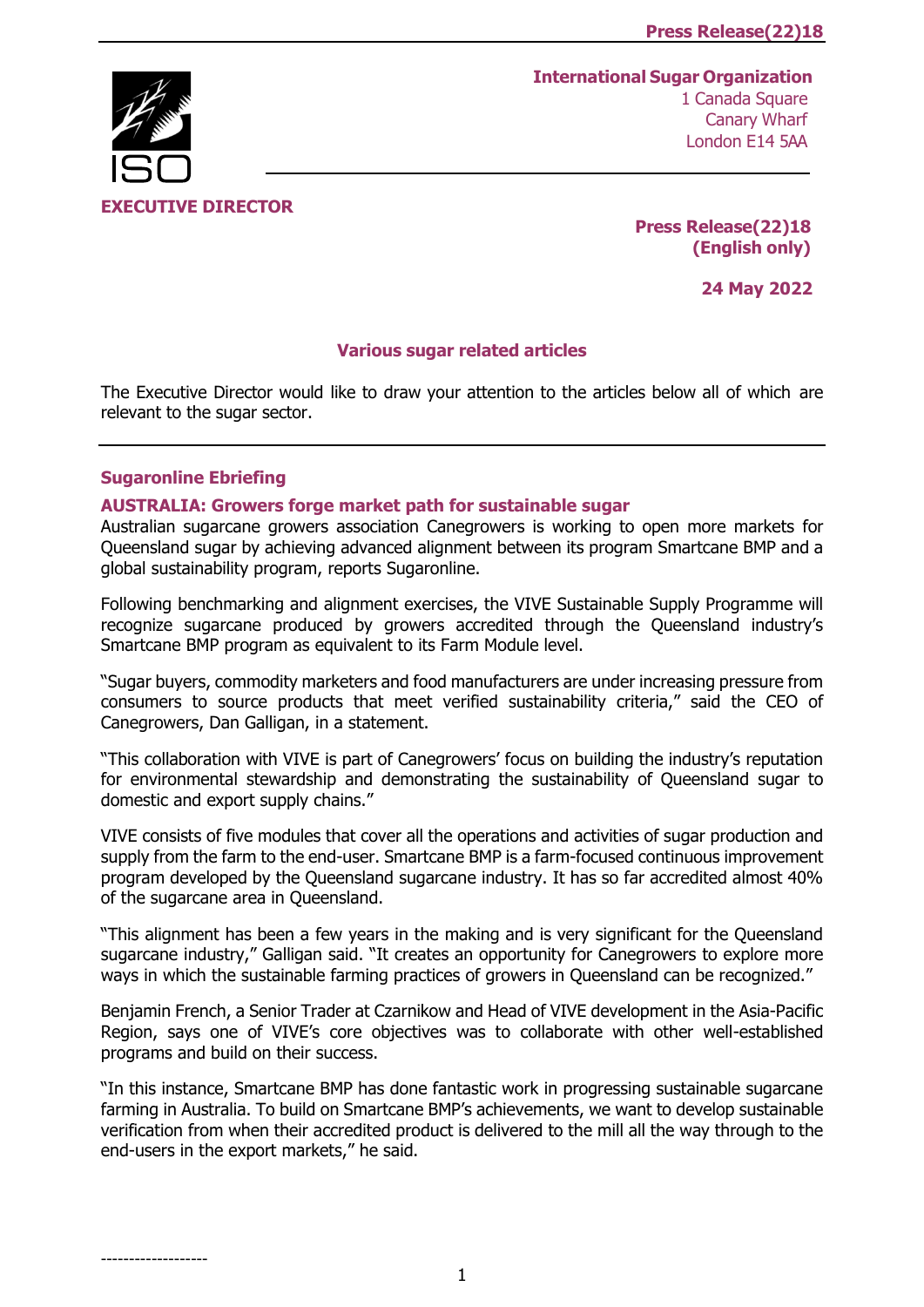**International Sugar Organization**
1 Canada Square
Canary Wharf
London E14 5AA

**EXECUTIVE DIRECTOR**

**Press Release(22)18**
**(English only)**

**24 May 2022**

## Various sugar related articles

The Executive Director would like to draw your attention to the articles below all of which are relevant to the sugar sector.

---

### Sugaronline Ebriefing

#### AUSTRALIA: Growers forge market path for sustainable sugar

Australian sugarcane growers association Canegrowers is working to open more markets for Queensland sugar by achieving advanced alignment between its program Smartcane BMP and a global sustainability program, reports Sugaronline.

Following benchmarking and alignment exercises, the VIVE Sustainable Supply Programme will recognize sugarcane produced by growers accredited through the Queensland industry's Smartcane BMP program as equivalent to its Farm Module level.

"Sugar buyers, commodity marketers and food manufacturers are under increasing pressure from consumers to source products that meet verified sustainability criteria," said the CEO of Canegrowers, Dan Galligan, in a statement.

"This collaboration with VIVE is part of Canegrowers' focus on building the industry's reputation for environmental stewardship and demonstrating the sustainability of Queensland sugar to domestic and export supply chains."

VIVE consists of five modules that cover all the operations and activities of sugar production and supply from the farm to the end-user. Smartcane BMP is a farm-focused continuous improvement program developed by the Queensland sugarcane industry. It has so far accredited almost 40% of the sugarcane area in Queensland.

"This alignment has been a few years in the making and is very significant for the Queensland sugarcane industry," Galligan said. "It creates an opportunity for Canegrowers to explore more ways in which the sustainable farming practices of growers in Queensland can be recognized."

Benjamin French, a Senior Trader at Czarnikow and Head of VIVE development in the Asia-Pacific Region, says one of VIVE's core objectives was to collaborate with other well-established programs and build on their success.

"In this instance, Smartcane BMP has done fantastic work in progressing sustainable sugarcane farming in Australia. To build on Smartcane BMP's achievements, we want to develop sustainable verification from when their accredited product is delivered to the mill all the way through to the end-users in the export markets," he said.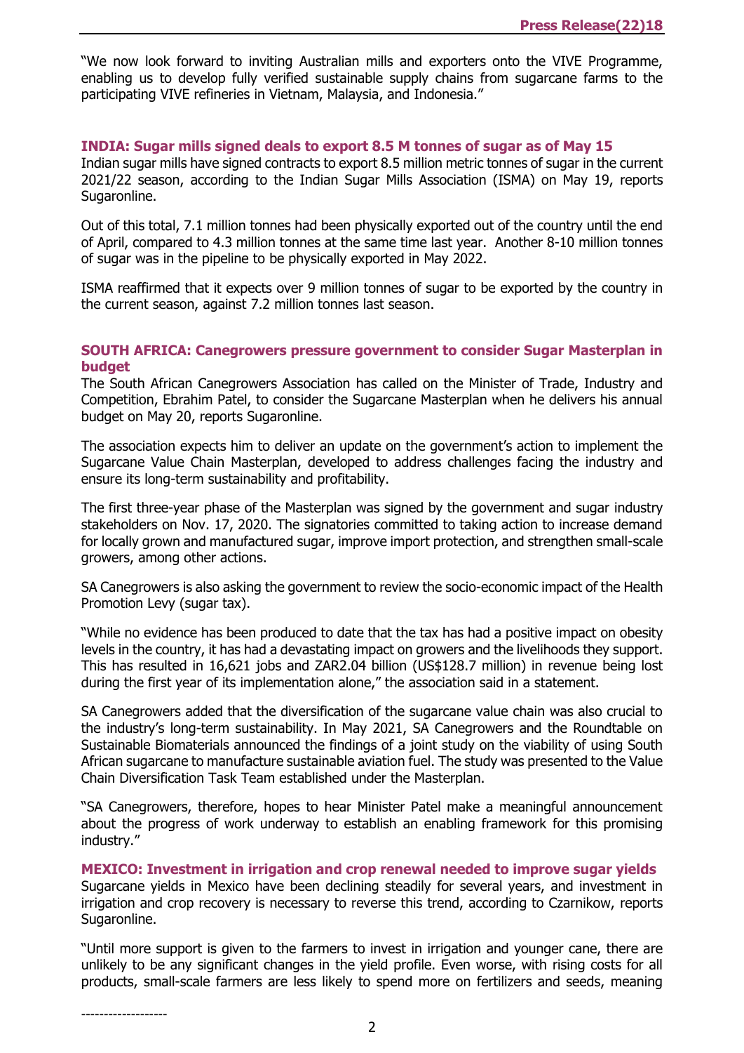"We now look forward to inviting Australian mills and exporters onto the VIVE Programme, enabling us to develop fully verified sustainable supply chains from sugarcane farms to the participating VIVE refineries in Vietnam, Malaysia, and Indonesia."

### INDIA: Sugar mills signed deals to export 8.5 M tonnes of sugar as of May 15

Indian sugar mills have signed contracts to export 8.5 million metric tonnes of sugar in the current 2021/22 season, according to the Indian Sugar Mills Association (ISMA) on May 19, reports Sugaronline.

Out of this total, 7.1 million tonnes had been physically exported out of the country until the end of April, compared to 4.3 million tonnes at the same time last year. Another 8-10 million tonnes of sugar was in the pipeline to be physically exported in May 2022.

ISMA reaffirmed that it expects over 9 million tonnes of sugar to be exported by the country in the current season, against 7.2 million tonnes last season.

### SOUTH AFRICA: Canegrowers pressure government to consider Sugar Masterplan in budget

The South African Canegrowers Association has called on the Minister of Trade, Industry and Competition, Ebrahim Patel, to consider the Sugarcane Masterplan when he delivers his annual budget on May 20, reports Sugaronline.

The association expects him to deliver an update on the government's action to implement the Sugarcane Value Chain Masterplan, developed to address challenges facing the industry and ensure its long-term sustainability and profitability.

The first three-year phase of the Masterplan was signed by the government and sugar industry stakeholders on Nov. 17, 2020. The signatories committed to taking action to increase demand for locally grown and manufactured sugar, improve import protection, and strengthen small-scale growers, among other actions.

SA Canegrowers is also asking the government to review the socio-economic impact of the Health Promotion Levy (sugar tax).

"While no evidence has been produced to date that the tax has had a positive impact on obesity levels in the country, it has had a devastating impact on growers and the livelihoods they support. This has resulted in 16,621 jobs and ZAR2.04 billion (US$128.7 million) in revenue being lost during the first year of its implementation alone," the association said in a statement.

SA Canegrowers added that the diversification of the sugarcane value chain was also crucial to the industry's long-term sustainability. In May 2021, SA Canegrowers and the Roundtable on Sustainable Biomaterials announced the findings of a joint study on the viability of using South African sugarcane to manufacture sustainable aviation fuel. The study was presented to the Value Chain Diversification Task Team established under the Masterplan.

"SA Canegrowers, therefore, hopes to hear Minister Patel make a meaningful announcement about the progress of work underway to establish an enabling framework for this promising industry."

### MEXICO: Investment in irrigation and crop renewal needed to improve sugar yields

Sugarcane yields in Mexico have been declining steadily for several years, and investment in irrigation and crop recovery is necessary to reverse this trend, according to Czarnikow, reports Sugaronline.

"Until more support is given to the farmers to invest in irrigation and younger cane, there are unlikely to be any significant changes in the yield profile. Even worse, with rising costs for all products, small-scale farmers are less likely to spend more on fertilizers and seeds, meaning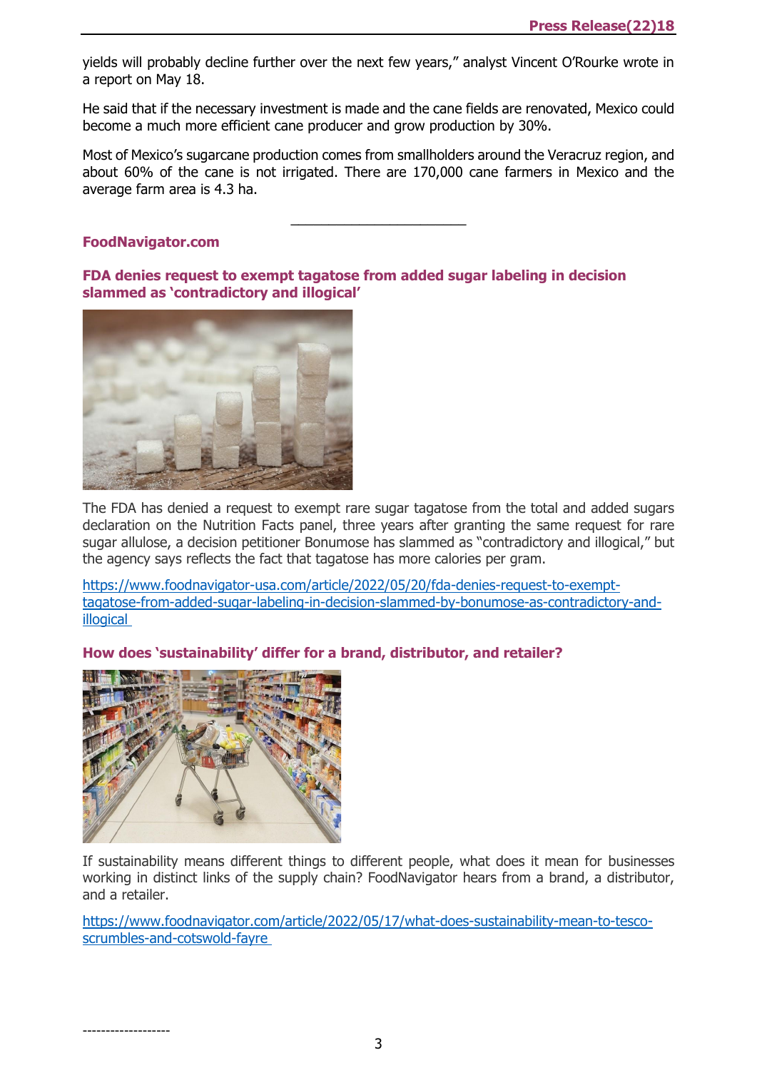yields will probably decline further over the next few years," analyst Vincent O'Rourke wrote in a report on May 18.

He said that if the necessary investment is made and the cane fields are renovated, Mexico could become a much more efficient cane producer and grow production by 30%.

Most of Mexico's sugarcane production comes from smallholders around the Veracruz region, and about 60% of the cane is not irrigated. There are 170,000 cane farmers in Mexico and the average farm area is 4.3 ha.

---

**FoodNavigator.com**

### FDA denies request to exempt tagatose from added sugar labeling in decision slammed as 'contradictory and illogical'

The FDA has denied a request to exempt rare sugar tagatose from the total and added sugars declaration on the Nutrition Facts panel, three years after granting the same request for rare sugar allulose, a decision petitioner Bonumose has slammed as "contradictory and illogical," but the agency says reflects the fact that tagatose has more calories per gram.

https://www.foodnavigator-usa.com/article/2022/05/20/fda-denies-request-to-exempt-tagatose-from-added-sugar-labeling-in-decision-slammed-by-bonumose-as-contradictory-and-illogical

### How does 'sustainability' differ for a brand, distributor, and retailer?

If sustainability means different things to different people, what does it mean for businesses working in distinct links of the supply chain? FoodNavigator hears from a brand, a distributor, and a retailer.

https://www.foodnavigator.com/article/2022/05/17/what-does-sustainability-mean-to-tesco-scrumbles-and-cotswold-fayre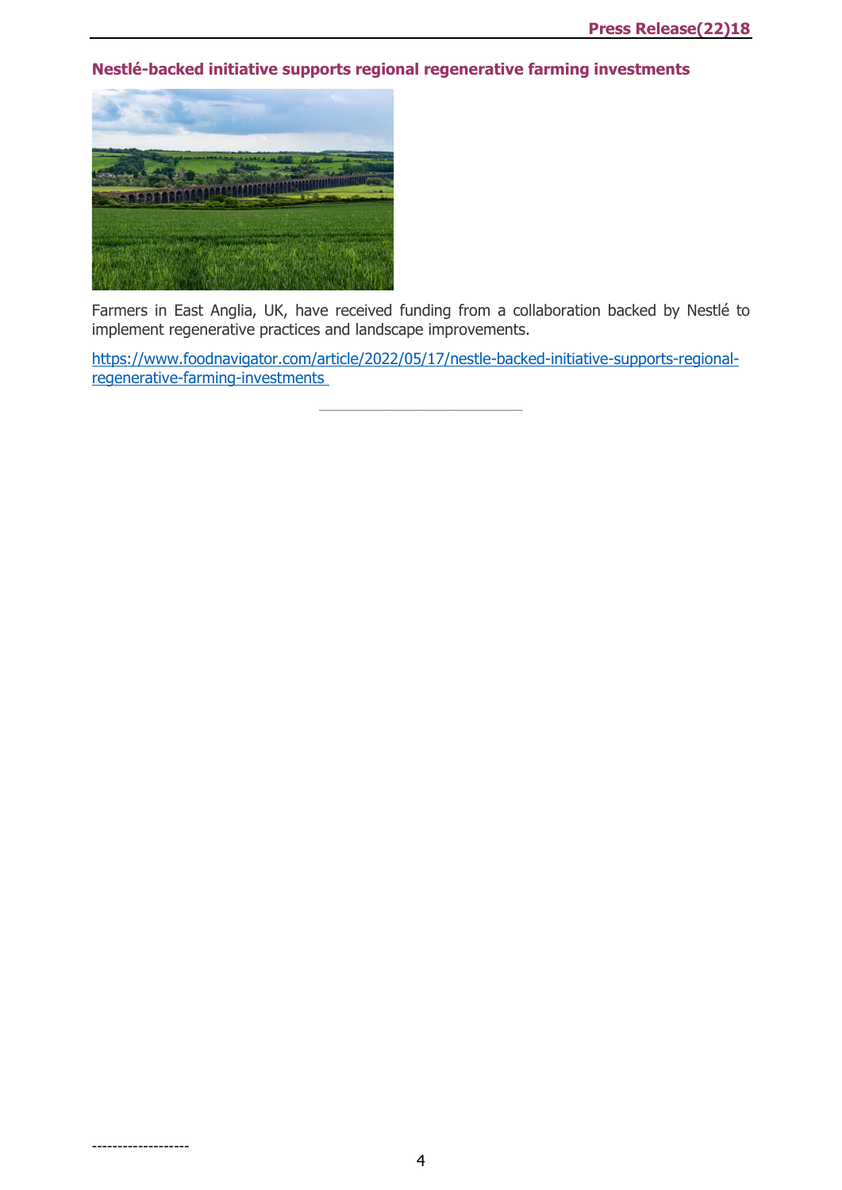### Nestlé-backed initiative supports regional regenerative farming investments

Farmers in East Anglia, UK, have received funding from a collaboration backed by Nestlé to implement regenerative practices and landscape improvements.

https://www.foodnavigator.com/article/2022/05/17/nestle-backed-initiative-supports-regional-regenerative-farming-investments

---